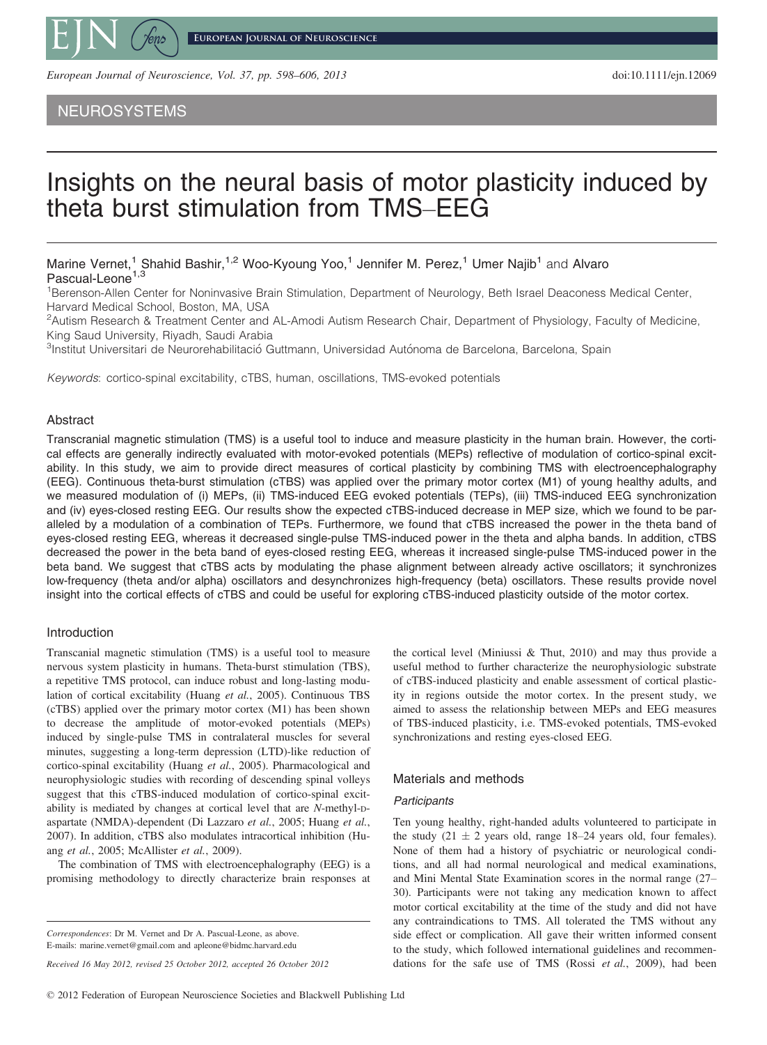NEUROSYSTEMS

# Insights on the neural basis of motor plasticity induced by theta burst stimulation from TMS–EEG

Marine Vernet,[1] Shahid Bashir,[1,2] Woo-Kyoung Yoo,[1] Jennifer M. Perez,[1] Umer Najib[1] and Alvaro Pascual-Leone[1,3]

[1]Berenson-Allen Center for Noninvasive Brain Stimulation, Department of Neurology, Beth Israel Deaconess Medical Center, Harvard Medical School, Boston, MA, USA

[2]Autism Research & Treatment Center and AL-Amodi Autism Research Chair, Department of Physiology, Faculty of Medicine, King Saud University, Riyadh, Saudi Arabia

[3]Institut Universitari de Neurorehabilitació Guttmann, Universidad Autónoma de Barcelona, Barcelona, Spain

*Keywords*: cortico-spinal excitability, cTBS, human, oscillations, TMS-evoked potentials

## Abstract

Transcranial magnetic stimulation (TMS) is a useful tool to induce and measure plasticity in the human brain. However, the cortical effects are generally indirectly evaluated with motor-evoked potentials (MEPs) reflective of modulation of cortico-spinal excitability. In this study, we aim to provide direct measures of cortical plasticity by combining TMS with electroencephalography (EEG). Continuous theta-burst stimulation (cTBS) was applied over the primary motor cortex (M1) of young healthy adults, and we measured modulation of (i) MEPs, (ii) TMS-induced EEG evoked potentials (TEPs), (iii) TMS-induced EEG synchronization and (iv) eyes-closed resting EEG. Our results show the expected cTBS-induced decrease in MEP size, which we found to be paralleled by a modulation of a combination of TEPs. Furthermore, we found that cTBS increased the power in the theta band of eyes-closed resting EEG, whereas it decreased single-pulse TMS-induced power in the theta and alpha bands. In addition, cTBS decreased the power in the beta band of eyes-closed resting EEG, whereas it increased single-pulse TMS-induced power in the beta band. We suggest that cTBS acts by modulating the phase alignment between already active oscillators; it synchronizes low-frequency (theta and/or alpha) oscillators and desynchronizes high-frequency (beta) oscillators. These results provide novel insight into the cortical effects of cTBS and could be useful for exploring cTBS-induced plasticity outside of the motor cortex.

## Introduction

Transcanial magnetic stimulation (TMS) is a useful tool to measure nervous system plasticity in humans. Theta-burst stimulation (TBS), a repetitive TMS protocol, can induce robust and long-lasting modulation of cortical excitability (Huang *et al.*, 2005). Continuous TBS (cTBS) applied over the primary motor cortex (M1) has been shown to decrease the amplitude of motor-evoked potentials (MEPs) induced by single-pulse TMS in contralateral muscles for several minutes, suggesting a long-term depression (LTD)-like reduction of cortico-spinal excitability (Huang *et al.*, 2005). Pharmacological and neurophysiologic studies with recording of descending spinal volleys suggest that this cTBS-induced modulation of cortico-spinal excitability is mediated by changes at cortical level that are *N*-methyl-D-aspartate (NMDA)-dependent (Di Lazzaro *et al.*, 2005; Huang *et al.*, 2007). In addition, cTBS also modulates intracortical inhibition (Huang *et al.*, 2005; McAllister *et al.*, 2009).

The combination of TMS with electroencephalography (EEG) is a promising methodology to directly characterize brain responses at the cortical level (Miniussi & Thut, 2010) and may thus provide a useful method to further characterize the neurophysiologic substrate of cTBS-induced plasticity and enable assessment of cortical plasticity in regions outside the motor cortex. In the present study, we aimed to assess the relationship between MEPs and EEG measures of TBS-induced plasticity, i.e. TMS-evoked potentials, TMS-evoked synchronizations and resting eyes-closed EEG.

## Materials and methods

### Participants

Ten young healthy, right-handed adults volunteered to participate in the study (21 ± 2 years old, range 18–24 years old, four females). None of them had a history of psychiatric or neurological conditions, and all had normal neurological and medical examinations, and Mini Mental State Examination scores in the normal range (27–30). Participants were not taking any medication known to affect motor cortical excitability at the time of the study and did not have any contraindications to TMS. All tolerated the TMS without any side effect or complication. All gave their written informed consent to the study, which followed international guidelines and recommendations for the safe use of TMS (Rossi *et al.*, 2009), had been

*Correspondences*: Dr M. Vernet and Dr A. Pascual-Leone, as above.
E-mails: marine.vernet@gmail.com and apleone@bidmc.harvard.edu

*Received 16 May 2012, revised 25 October 2012, accepted 26 October 2012*

© 2012 Federation of European Neuroscience Societies and Blackwell Publishing Ltd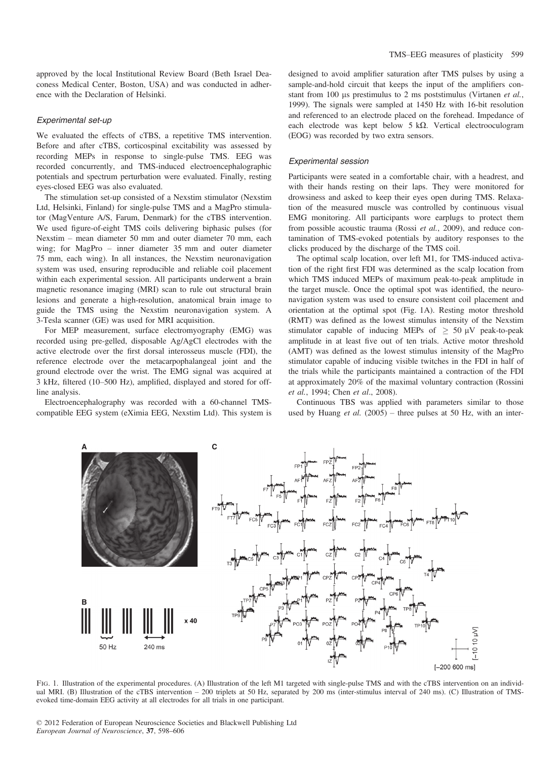approved by the local Institutional Review Board (Beth Israel Deaconess Medical Center, Boston, USA) and was conducted in adherence with the Declaration of Helsinki.

### Experimental set-up

We evaluated the effects of cTBS, a repetitive TMS intervention. Before and after cTBS, corticospinal excitability was assessed by recording MEPs in response to single-pulse TMS. EEG was recorded concurrently, and TMS-induced electroencephalographic potentials and spectrum perturbation were evaluated. Finally, resting eyes-closed EEG was also evaluated.

The stimulation set-up consisted of a Nexstim stimulator (Nexstim Ltd, Helsinki, Finland) for single-pulse TMS and a MagPro stimulator (MagVenture A/S, Farum, Denmark) for the cTBS intervention. We used figure-of-eight TMS coils delivering biphasic pulses (for Nexstim – mean diameter 50 mm and outer diameter 70 mm, each wing; for MagPro – inner diameter 35 mm and outer diameter 75 mm, each wing). In all instances, the Nexstim neuronavigation system was used, ensuring reproducible and reliable coil placement within each experimental session. All participants underwent a brain magnetic resonance imaging (MRI) scan to rule out structural brain lesions and generate a high-resolution, anatomical brain image to guide the TMS using the Nexstim neuronavigation system. A 3-Tesla scanner (GE) was used for MRI acquisition.

For MEP measurement, surface electromyography (EMG) was recorded using pre-gelled, disposable Ag/AgCl electrodes with the active electrode over the first dorsal interosseus muscle (FDI), the reference electrode over the metacarpophalangeal joint and the ground electrode over the wrist. The EMG signal was acquired at 3 kHz, filtered (10–500 Hz), amplified, displayed and stored for offline analysis.

Electroencephalography was recorded with a 60-channel TMS-compatible EEG system (eXimia EEG, Nexstim Ltd). This system is designed to avoid amplifier saturation after TMS pulses by using a sample-and-hold circuit that keeps the input of the amplifiers constant from 100 μs prestimulus to 2 ms poststimulus (Virtanen *et al.*, 1999). The signals were sampled at 1450 Hz with 16-bit resolution and referenced to an electrode placed on the forehead. Impedance of each electrode was kept below 5 kΩ. Vertical electrooculogram (EOG) was recorded by two extra sensors.

### Experimental session

Participants were seated in a comfortable chair, with a headrest, and with their hands resting on their laps. They were monitored for drowsiness and asked to keep their eyes open during TMS. Relaxation of the measured muscle was controlled by continuous visual EMG monitoring. All participants wore earplugs to protect them from possible acoustic trauma (Rossi *et al.*, 2009), and reduce contamination of TMS-evoked potentials by auditory responses to the clicks produced by the discharge of the TMS coil.

The optimal scalp location, over left M1, for TMS-induced activation of the right first FDI was determined as the scalp location from which TMS induced MEPs of maximum peak-to-peak amplitude in the target muscle. Once the optimal spot was identified, the neuronavigation system was used to ensure consistent coil placement and orientation at the optimal spot (Fig. 1A). Resting motor threshold (RMT) was defined as the lowest stimulus intensity of the Nexstim stimulator capable of inducing MEPs of $\geq$ 50 μV peak-to-peak amplitude in at least five out of ten trials. Active motor threshold (AMT) was defined as the lowest stimulus intensity of the MagPro stimulator capable of inducing visible twitches in the FDI in half of the trials while the participants maintained a contraction of the FDI at approximately 20% of the maximal voluntary contraction (Rossini *et al.*, 1994; Chen *et al.*, 2008).

Continuous TBS was applied with parameters similar to those used by Huang *et al.* (2005) – three pulses at 50 Hz, with an inter-

FIG. 1. Illustration of the experimental procedures. (A) Illustration of the left M1 targeted with single-pulse TMS and with the cTBS intervention on an individual MRI. (B) Illustration of the cTBS intervention – 200 triplets at 50 Hz, separated by 200 ms (inter-stimulus interval of 240 ms). (C) Illustration of TMS-evoked time-domain EEG activity at all electrodes for all trials in one participant.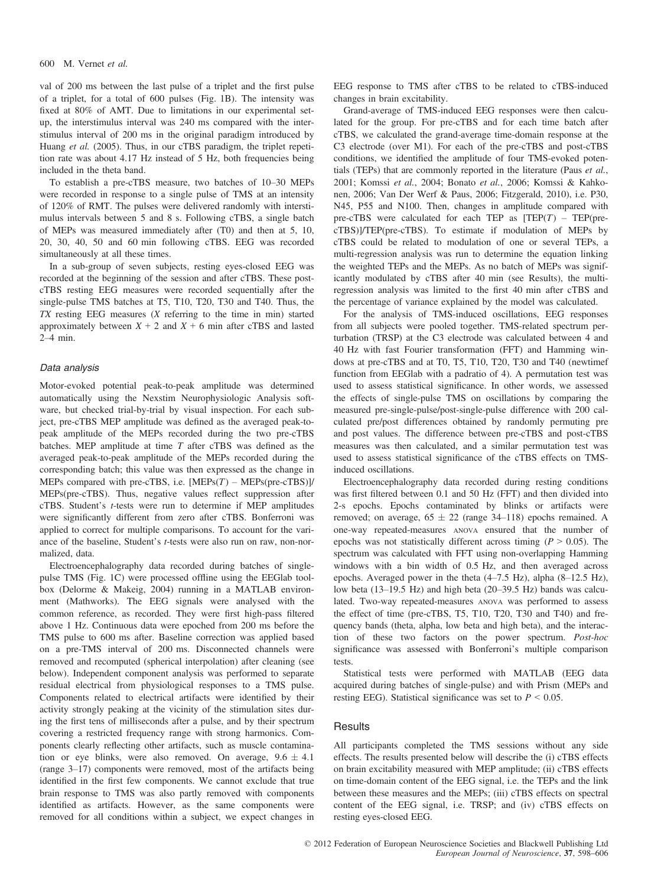val of 200 ms between the last pulse of a triplet and the first pulse of a triplet, for a total of 600 pulses (Fig. 1B). The intensity was fixed at 80% of AMT. Due to limitations in our experimental set-up, the interstimulus interval was 240 ms compared with the interstimulus interval of 200 ms in the original paradigm introduced by Huang *et al.* (2005). Thus, in our cTBS paradigm, the triplet repetition rate was about 4.17 Hz instead of 5 Hz, both frequencies being included in the theta band.

To establish a pre-cTBS measure, two batches of 10–30 MEPs were recorded in response to a single pulse of TMS at an intensity of 120% of RMT. The pulses were delivered randomly with interstimulus intervals between 5 and 8 s. Following cTBS, a single batch of MEPs was measured immediately after (T0) and then at 5, 10, 20, 30, 40, 50 and 60 min following cTBS. EEG was recorded simultaneously at all these times.

In a sub-group of seven subjects, resting eyes-closed EEG was recorded at the beginning of the session and after cTBS. These post-cTBS resting EEG measures were recorded sequentially after the single-pulse TMS batches at T5, T10, T20, T30 and T40. Thus, the *TX* resting EEG measures (*X* referring to the time in min) started approximately between $X + 2$ and $X + 6$ min after cTBS and lasted 2–4 min.

### Data analysis

Motor-evoked potential peak-to-peak amplitude was determined automatically using the Nexstim Neurophysiologic Analysis software, but checked trial-by-trial by visual inspection. For each subject, pre-cTBS MEP amplitude was defined as the averaged peak-to-peak amplitude of the MEPs recorded during the two pre-cTBS batches. MEP amplitude at time *T* after cTBS was defined as the averaged peak-to-peak amplitude of the MEPs recorded during the corresponding batch; this value was then expressed as the change in MEPs compared with pre-cTBS, i.e. [MEPs(*T*) – MEPs(pre-cTBS)]/MEPs(pre-cTBS). Thus, negative values reflect suppression after cTBS. Student's *t*-tests were run to determine if MEP amplitudes were significantly different from zero after cTBS. Bonferroni was applied to correct for multiple comparisons. To account for the variance of the baseline, Student's *t*-tests were also run on raw, non-normalized, data.

Electroencephalography data recorded during batches of single-pulse TMS (Fig. 1C) were processed offline using the EEGlab toolbox (Delorme & Makeig, 2004) running in a MATLAB environment (Mathworks). The EEG signals were analysed with the common reference, as recorded. They were first high-pass filtered above 1 Hz. Continuous data were epoched from 200 ms before the TMS pulse to 600 ms after. Baseline correction was applied based on a pre-TMS interval of 200 ms. Disconnected channels were removed and recomputed (spherical interpolation) after cleaning (see below). Independent component analysis was performed to separate residual electrical from physiological responses to a TMS pulse. Components related to electrical artifacts were identified by their activity strongly peaking at the vicinity of the stimulation sites during the first tens of milliseconds after a pulse, and by their spectrum covering a restricted frequency range with strong harmonics. Components clearly reflecting other artifacts, such as muscle contamination or eye blinks, were also removed. On average, $9.6 \pm 4.1$ (range 3–17) components were removed, most of the artifacts being identified in the first few components. We cannot exclude that true brain response to TMS was also partly removed with components identified as artifacts. However, as the same components were removed for all conditions within a subject, we expect changes in EEG response to TMS after cTBS to be related to cTBS-induced changes in brain excitability.

Grand-average of TMS-induced EEG responses were then calculated for the group. For pre-cTBS and for each time batch after cTBS, we calculated the grand-average time-domain response at the C3 electrode (over M1). For each of the pre-cTBS and post-cTBS conditions, we identified the amplitude of four TMS-evoked potentials (TEPs) that are commonly reported in the literature (Paus *et al.*, 2001; Komssi *et al.*, 2004; Bonato *et al.*, 2006; Komssi & Kahkonen, 2006; Van Der Werf & Paus, 2006; Fitzgerald, 2010), i.e. P30, N45, P55 and N100. Then, changes in amplitude compared with pre-cTBS were calculated for each TEP as [TEP(*T*) – TEP(pre-cTBS)]/TEP(pre-cTBS). To estimate if modulation of MEPs by cTBS could be related to modulation of one or several TEPs, a multi-regression analysis was run to determine the equation linking the weighted TEPs and the MEPs. As no batch of MEPs was significantly modulated by cTBS after 40 min (see Results), the multi-regression analysis was limited to the first 40 min after cTBS and the percentage of variance explained by the model was calculated.

For the analysis of TMS-induced oscillations, EEG responses from all subjects were pooled together. TMS-related spectrum perturbation (TRSP) at the C3 electrode was calculated between 4 and 40 Hz with fast Fourier transformation (FFT) and Hamming windows at pre-cTBS and at T0, T5, T10, T20, T30 and T40 (newtimef function from EEGlab with a padratio of 4). A permutation test was used to assess statistical significance. In other words, we assessed the effects of single-pulse TMS on oscillations by comparing the measured pre-single-pulse/post-single-pulse difference with 200 calculated pre/post differences obtained by randomly permuting pre and post values. The difference between pre-cTBS and post-cTBS measures was then calculated, and a similar permutation test was used to assess statistical significance of the cTBS effects on TMS-induced oscillations.

Electroencephalography data recorded during resting conditions was first filtered between 0.1 and 50 Hz (FFT) and then divided into 2-s epochs. Epochs contaminated by blinks or artifacts were removed; on average, $65 \pm 22$ (range 34–118) epochs remained. A one-way repeated-measures ANOVA ensured that the number of epochs was not statistically different across timing ($P > 0.05$). The spectrum was calculated with FFT using non-overlapping Hamming windows with a bin width of 0.5 Hz, and then averaged across epochs. Averaged power in the theta (4–7.5 Hz), alpha (8–12.5 Hz), low beta (13–19.5 Hz) and high beta (20–39.5 Hz) bands was calculated. Two-way repeated-measures ANOVA was performed to assess the effect of time (pre-cTBS, T5, T10, T20, T30 and T40) and frequency bands (theta, alpha, low beta and high beta), and the interaction of these two factors on the power spectrum. *Post-hoc* significance was assessed with Bonferroni's multiple comparison tests.

Statistical tests were performed with MATLAB (EEG data acquired during batches of single-pulse) and with Prism (MEPs and resting EEG). Statistical significance was set to $P < 0.05$.

## Results

All participants completed the TMS sessions without any side effects. The results presented below will describe the (i) cTBS effects on brain excitability measured with MEP amplitude; (ii) cTBS effects on time-domain content of the EEG signal, i.e. the TEPs and the link between these measures and the MEPs; (iii) cTBS effects on spectral content of the EEG signal, i.e. TRSP; and (iv) cTBS effects on resting eyes-closed EEG.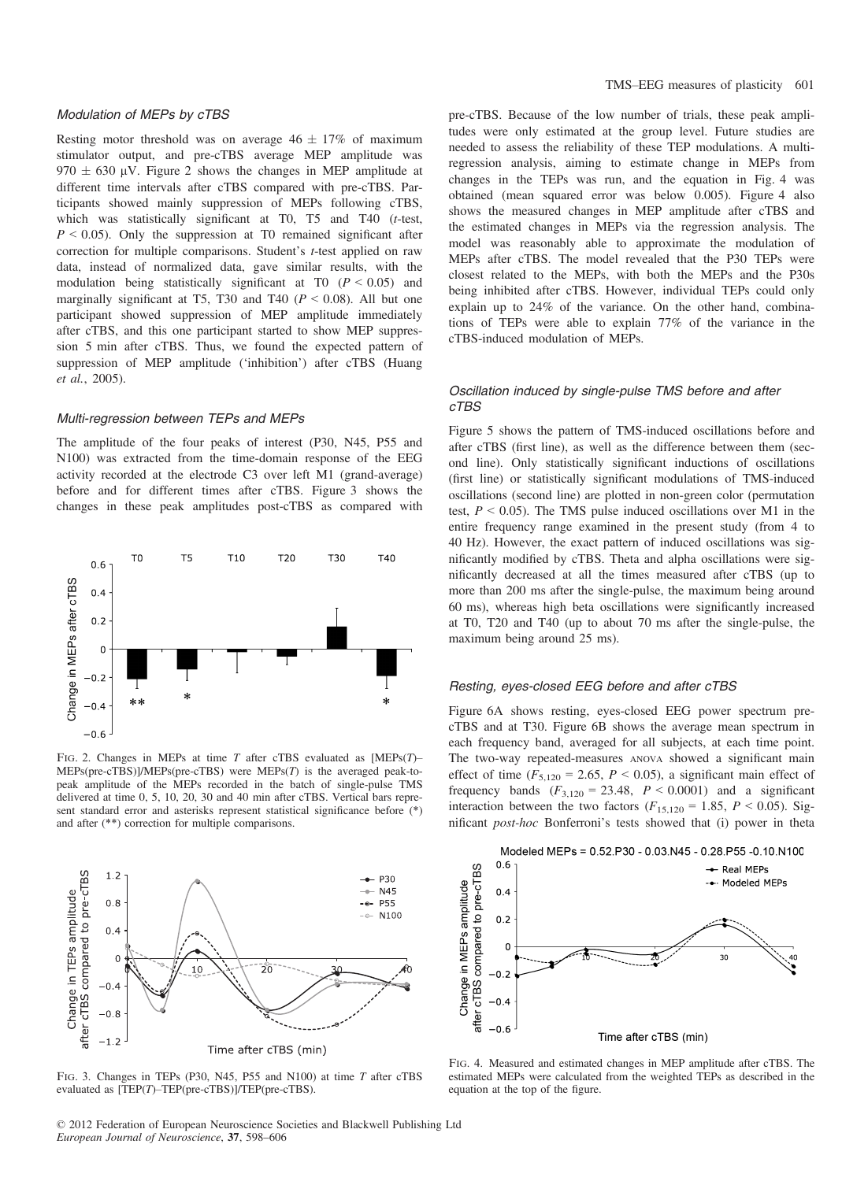### Modulation of MEPs by cTBS

Resting motor threshold was on average $46 \pm 17\%$ of maximum stimulator output, and pre-cTBS average MEP amplitude was $970 \pm 630$ μV. Figure 2 shows the changes in MEP amplitude at different time intervals after cTBS compared with pre-cTBS. Participants showed mainly suppression of MEPs following cTBS, which was statistically significant at T0, T5 and T40 (*t*-test, $P < 0.05$). Only the suppression at T0 remained significant after correction for multiple comparisons. Student's *t*-test applied on raw data, instead of normalized data, gave similar results, with the modulation being statistically significant at T0 ($P < 0.05$) and marginally significant at T5, T30 and T40 ($P < 0.08$). All but one participant showed suppression of MEP amplitude immediately after cTBS, and this one participant started to show MEP suppression 5 min after cTBS. Thus, we found the expected pattern of suppression of MEP amplitude ('inhibition') after cTBS (Huang *et al.*, 2005).

### Multi-regression between TEPs and MEPs

The amplitude of the four peaks of interest (P30, N45, P55 and N100) was extracted from the time-domain response of the EEG activity recorded at the electrode C3 over left M1 (grand-average) before and for different times after cTBS. Figure 3 shows the changes in these peak amplitudes post-cTBS as compared with pre-cTBS. Because of the low number of trials, these peak amplitudes were only estimated at the group level. Future studies are needed to assess the reliability of these TEP modulations. A multi-regression analysis, aiming to estimate change in MEPs from changes in the TEPs was run, and the equation in Fig. 4 was obtained (mean squared error was below 0.005). Figure 4 also shows the measured changes in MEP amplitude after cTBS and the estimated changes in MEPs via the regression analysis. The model was reasonably able to approximate the modulation of MEPs after cTBS. The model revealed that the P30 TEPs were closest related to the MEPs, with both the MEPs and the P30s being inhibited after cTBS. However, individual TEPs could only explain up to 24% of the variance. On the other hand, combinations of TEPs were able to explain 77% of the variance in the cTBS-induced modulation of MEPs.

Fig. 2. Changes in MEPs at time $T$ after cTBS evaluated as [MEPs($T$)–MEPs(pre-cTBS)]/MEPs(pre-cTBS) were MEPs($T$) is the averaged peak-to-peak amplitude of the MEPs recorded in the batch of single-pulse TMS delivered at time 0, 5, 10, 20, 30 and 40 min after cTBS. Vertical bars represent standard error and asterisks represent statistical significance before (*) and after (**) correction for multiple comparisons.

Fig. 3. Changes in TEPs (P30, N45, P55 and N100) at time $T$ after cTBS evaluated as [TEP($T$)–TEP(pre-cTBS)]/TEP(pre-cTBS).

Modeled MEPs = 0.52.P30 - 0.03.N45 - 0.28.P55 -0.10.N100

Fig. 4. Measured and estimated changes in MEP amplitude after cTBS. The estimated MEPs were calculated from the weighted TEPs as described in the equation at the top of the figure.

### Oscillation induced by single-pulse TMS before and after cTBS

Figure 5 shows the pattern of TMS-induced oscillations before and after cTBS (first line), as well as the difference between them (second line). Only statistically significant inductions of oscillations (first line) or statistically significant modulations of TMS-induced oscillations (second line) are plotted in non-green color (permutation test, $P < 0.05$). The TMS pulse induced oscillations over M1 in the entire frequency range examined in the present study (from 4 to 40 Hz). However, the exact pattern of induced oscillations was significantly modified by cTBS. Theta and alpha oscillations were significantly decreased at all the times measured after cTBS (up to more than 200 ms after the single-pulse, the maximum being around 60 ms), whereas high beta oscillations were significantly increased at T0, T20 and T40 (up to about 70 ms after the single-pulse, the maximum being around 25 ms).

### Resting, eyes-closed EEG before and after cTBS

Figure 6A shows resting, eyes-closed EEG power spectrum pre-cTBS and at T30. Figure 6B shows the average mean spectrum in each frequency band, averaged for all subjects, at each time point. The two-way repeated-measures ANOVA showed a significant main effect of time ($F_{5,120} = 2.65$, $P < 0.05$), a significant main effect of frequency bands ($F_{3,120} = 23.48$, $P < 0.0001$) and a significant interaction between the two factors ($F_{15,120} = 1.85$, $P < 0.05$). Significant *post-hoc* Bonferroni's tests showed that (i) power in theta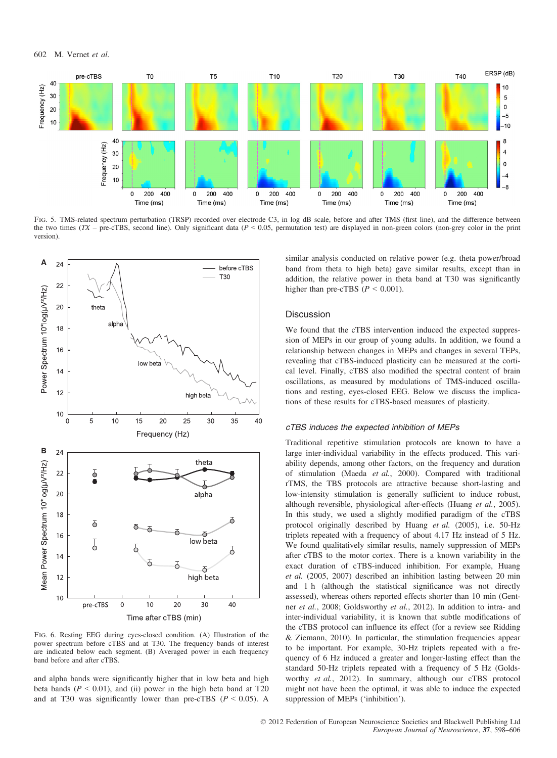FIG. 5. TMS-related spectrum perturbation (TRSP) recorded over electrode C3, in log dB scale, before and after TMS (first line), and the difference between the two times (*TX* – pre-cTBS, second line). Only significant data ($P < 0.05$, permutation test) are displayed in non-green colors (non-grey color in the print version).

FIG. 6. Resting EEG during eyes-closed condition. (A) Illustration of the power spectrum before cTBS and at T30. The frequency bands of interest are indicated below each segment. (B) Averaged power in each frequency band before and after cTBS.

and alpha bands were significantly higher that in low beta and high beta bands ($P < 0.01$), and (ii) power in the high beta band at T20 and at T30 was significantly lower than pre-cTBS ($P < 0.05$). A similar analysis conducted on relative power (e.g. theta power/broad band from theta to high beta) gave similar results, except than in addition, the relative power in theta band at T30 was significantly higher than pre-cTBS ($P < 0.001$).

## Discussion

We found that the cTBS intervention induced the expected suppression of MEPs in our group of young adults. In addition, we found a relationship between changes in MEPs and changes in several TEPs, revealing that cTBS-induced plasticity can be measured at the cortical level. Finally, cTBS also modified the spectral content of brain oscillations, as measured by modulations of TMS-induced oscillations and resting, eyes-closed EEG. Below we discuss the implications of these results for cTBS-based measures of plasticity.

### *cTBS induces the expected inhibition of MEPs*

Traditional repetitive stimulation protocols are known to have a large inter-individual variability in the effects produced. This variability depends, among other factors, on the frequency and duration of stimulation (Maeda *et al.*, 2000). Compared with traditional rTMS, the TBS protocols are attractive because short-lasting and low-intensity stimulation is generally sufficient to induce robust, although reversible, physiological after-effects (Huang *et al.*, 2005). In this study, we used a slightly modified paradigm of the cTBS protocol originally described by Huang *et al.* (2005), i.e. 50-Hz triplets repeated with a frequency of about 4.17 Hz instead of 5 Hz. We found qualitatively similar results, namely suppression of MEPs after cTBS. There is a known variability in the exact duration of cTBS-induced inhibition. For example, Huang *et al.* (2005, 2007) described an inhibition lasting between 20 min and 1 h (although the statistical significance was not directly assessed), whereas others reported effects shorter than 10 min (Gentner *et al.*, 2008; Goldsworthy *et al.*, 2012). In addition to intra- and inter-individual variability, it is known that subtle modifications of the cTBS protocol can influence its effect (for a review see Ridding & Ziemann, 2010). In particular, the stimulation frequencies appear to be important. For example, 30-Hz triplets repeated with a frequency of 6 Hz induced a greater and longer-lasting effect than the standard 50-Hz triplets repeated with a frequency of 5 Hz (Goldsworthy *et al.*, 2012). In summary, although our cTBS protocol might not have been the optimal, it was able to induce the expected suppression of MEPs ('inhibition').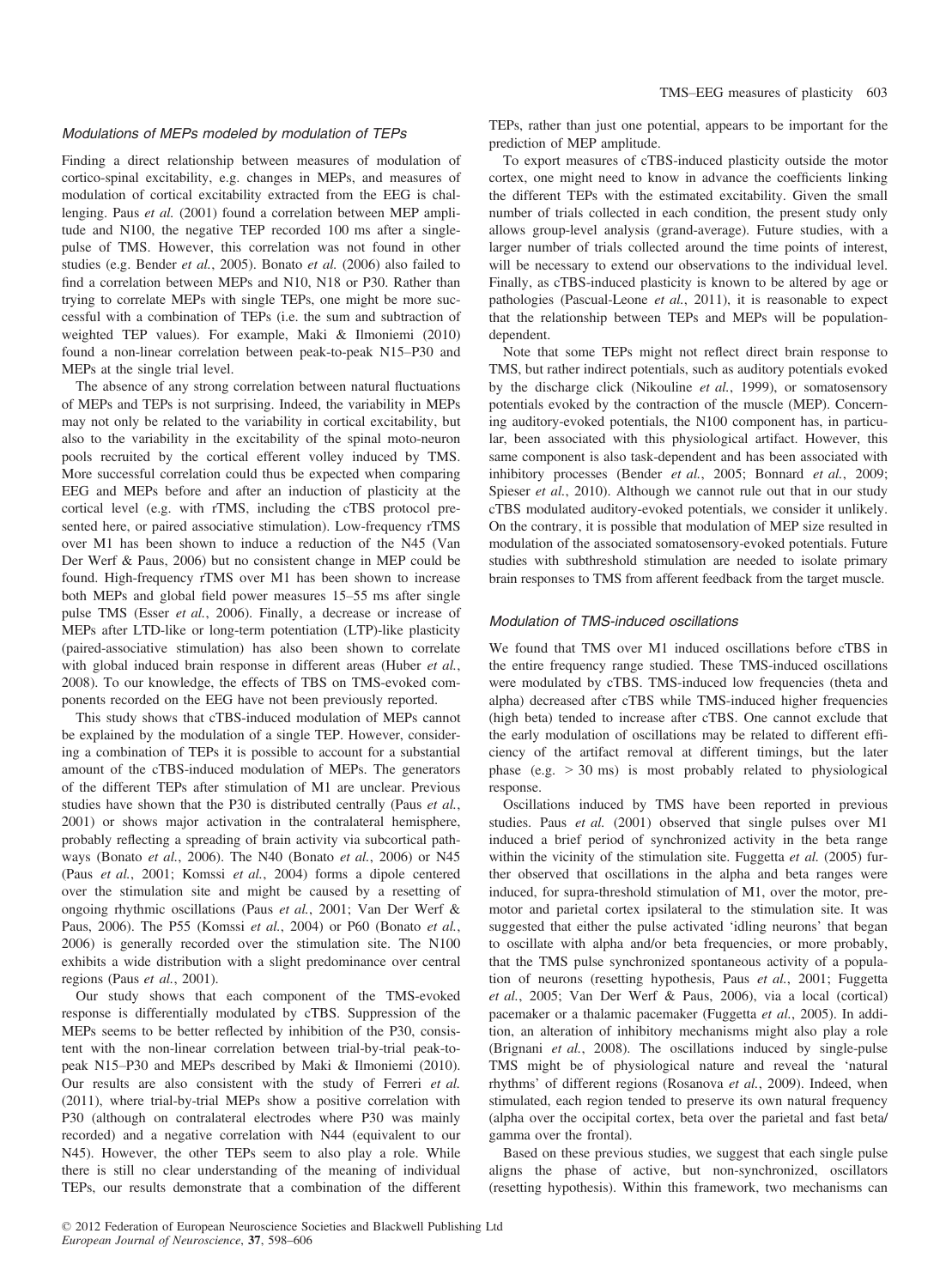### Modulations of MEPs modeled by modulation of TEPs

Finding a direct relationship between measures of modulation of cortico-spinal excitability, e.g. changes in MEPs, and measures of modulation of cortical excitability extracted from the EEG is challenging. Paus *et al.* (2001) found a correlation between MEP amplitude and N100, the negative TEP recorded 100 ms after a single-pulse of TMS. However, this correlation was not found in other studies (e.g. Bender *et al.*, 2005). Bonato *et al.* (2006) also failed to find a correlation between MEPs and N10, N18 or P30. Rather than trying to correlate MEPs with single TEPs, one might be more successful with a combination of TEPs (i.e. the sum and subtraction of weighted TEP values). For example, Maki & Ilmoniemi (2010) found a non-linear correlation between peak-to-peak N15–P30 and MEPs at the single trial level.

The absence of any strong correlation between natural fluctuations of MEPs and TEPs is not surprising. Indeed, the variability in MEPs may not only be related to the variability in cortical excitability, but also to the variability in the excitability of the spinal moto-neuron pools recruited by the cortical efferent volley induced by TMS. More successful correlation could thus be expected when comparing EEG and MEPs before and after an induction of plasticity at the cortical level (e.g. with rTMS, including the cTBS protocol presented here, or paired associative stimulation). Low-frequency rTMS over M1 has been shown to induce a reduction of the N45 (Van Der Werf & Paus, 2006) but no consistent change in MEP could be found. High-frequency rTMS over M1 has been shown to increase both MEPs and global field power measures 15–55 ms after single pulse TMS (Esser *et al.*, 2006). Finally, a decrease or increase of MEPs after LTD-like or long-term potentiation (LTP)-like plasticity (paired-associative stimulation) has also been shown to correlate with global induced brain response in different areas (Huber *et al.*, 2008). To our knowledge, the effects of TBS on TMS-evoked components recorded on the EEG have not been previously reported.

This study shows that cTBS-induced modulation of MEPs cannot be explained by the modulation of a single TEP. However, considering a combination of TEPs it is possible to account for a substantial amount of the cTBS-induced modulation of MEPs. The generators of the different TEPs after stimulation of M1 are unclear. Previous studies have shown that the P30 is distributed centrally (Paus *et al.*, 2001) or shows major activation in the contralateral hemisphere, probably reflecting a spreading of brain activity via subcortical pathways (Bonato *et al.*, 2006). The N40 (Bonato *et al.*, 2006) or N45 (Paus *et al.*, 2001; Komssi *et al.*, 2004) forms a dipole centered over the stimulation site and might be caused by a resetting of ongoing rhythmic oscillations (Paus *et al.*, 2001; Van Der Werf & Paus, 2006). The P55 (Komssi *et al.*, 2004) or P60 (Bonato *et al.*, 2006) is generally recorded over the stimulation site. The N100 exhibits a wide distribution with a slight predominance over central regions (Paus *et al.*, 2001).

Our study shows that each component of the TMS-evoked response is differentially modulated by cTBS. Suppression of the MEPs seems to be better reflected by inhibition of the P30, consistent with the non-linear correlation between trial-by-trial peak-to-peak N15–P30 and MEPs described by Maki & Ilmoniemi (2010). Our results are also consistent with the study of Ferreri *et al.* (2011), where trial-by-trial MEPs show a positive correlation with P30 (although on contralateral electrodes where P30 was mainly recorded) and a negative correlation with N44 (equivalent to our N45). However, the other TEPs seem to also play a role. While there is still no clear understanding of the meaning of individual TEPs, our results demonstrate that a combination of the different TEPs, rather than just one potential, appears to be important for the prediction of MEP amplitude.

To export measures of cTBS-induced plasticity outside the motor cortex, one might need to know in advance the coefficients linking the different TEPs with the estimated excitability. Given the small number of trials collected in each condition, the present study only allows group-level analysis (grand-average). Future studies, with a larger number of trials collected around the time points of interest, will be necessary to extend our observations to the individual level. Finally, as cTBS-induced plasticity is known to be altered by age or pathologies (Pascual-Leone *et al.*, 2011), it is reasonable to expect that the relationship between TEPs and MEPs will be population-dependent.

Note that some TEPs might not reflect direct brain response to TMS, but rather indirect potentials, such as auditory potentials evoked by the discharge click (Nikouline *et al.*, 1999), or somatosensory potentials evoked by the contraction of the muscle (MEP). Concerning auditory-evoked potentials, the N100 component has, in particular, been associated with this physiological artifact. However, this same component is also task-dependent and has been associated with inhibitory processes (Bender *et al.*, 2005; Bonnard *et al.*, 2009; Spieser *et al.*, 2010). Although we cannot rule out that in our study cTBS modulated auditory-evoked potentials, we consider it unlikely. On the contrary, it is possible that modulation of MEP size resulted in modulation of the associated somatosensory-evoked potentials. Future studies with subthreshold stimulation are needed to isolate primary brain responses to TMS from afferent feedback from the target muscle.

### Modulation of TMS-induced oscillations

We found that TMS over M1 induced oscillations before cTBS in the entire frequency range studied. These TMS-induced oscillations were modulated by cTBS. TMS-induced low frequencies (theta and alpha) decreased after cTBS while TMS-induced higher frequencies (high beta) tended to increase after cTBS. One cannot exclude that the early modulation of oscillations may be related to different efficiency of the artifact removal at different timings, but the later phase (e.g. > 30 ms) is most probably related to physiological response.

Oscillations induced by TMS have been reported in previous studies. Paus *et al.* (2001) observed that single pulses over M1 induced a brief period of synchronized activity in the beta range within the vicinity of the stimulation site. Fuggetta *et al.* (2005) further observed that oscillations in the alpha and beta ranges were induced, for supra-threshold stimulation of M1, over the motor, premotor and parietal cortex ipsilateral to the stimulation site. It was suggested that either the pulse activated 'idling neurons' that began to oscillate with alpha and/or beta frequencies, or more probably, that the TMS pulse synchronized spontaneous activity of a population of neurons (resetting hypothesis, Paus *et al.*, 2001; Fuggetta *et al.*, 2005; Van Der Werf & Paus, 2006), via a local (cortical) pacemaker or a thalamic pacemaker (Fuggetta *et al.*, 2005). In addition, an alteration of inhibitory mechanisms might also play a role (Brignani *et al.*, 2008). The oscillations induced by single-pulse TMS might be of physiological nature and reveal the 'natural rhythms' of different regions (Rosanova *et al.*, 2009). Indeed, when stimulated, each region tended to preserve its own natural frequency (alpha over the occipital cortex, beta over the parietal and fast beta/gamma over the frontal).

Based on these previous studies, we suggest that each single pulse aligns the phase of active, but non-synchronized, oscillators (resetting hypothesis). Within this framework, two mechanisms can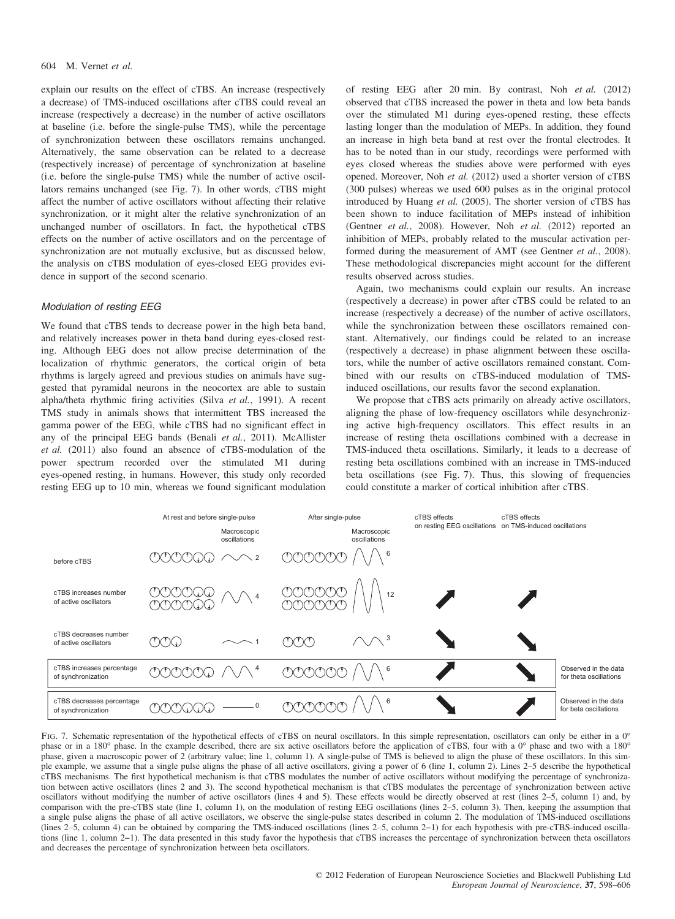explain our results on the effect of cTBS. An increase (respectively a decrease) of TMS-induced oscillations after cTBS could reveal an increase (respectively a decrease) in the number of active oscillators at baseline (i.e. before the single-pulse TMS), while the percentage of synchronization between these oscillators remains unchanged. Alternatively, the same observation can be related to a decrease (respectively increase) of percentage of synchronization at baseline (i.e. before the single-pulse TMS) while the number of active oscillators remains unchanged (see Fig. 7). In other words, cTBS might affect the number of active oscillators without affecting their relative synchronization, or it might alter the relative synchronization of an unchanged number of oscillators. In fact, the hypothetical cTBS effects on the number of active oscillators and on the percentage of synchronization are not mutually exclusive, but as discussed below, the analysis on cTBS modulation of eyes-closed EEG provides evidence in support of the second scenario.

### Modulation of resting EEG

We found that cTBS tends to decrease power in the high beta band, and relatively increases power in theta band during eyes-closed resting. Although EEG does not allow precise determination of the localization of rhythmic generators, the cortical origin of beta rhythms is largely agreed and previous studies on animals have suggested that pyramidal neurons in the neocortex are able to sustain alpha/theta rhythmic firing activities (Silva *et al.*, 1991). A recent TMS study in animals shows that intermittent TBS increased the gamma power of the EEG, while cTBS had no significant effect in any of the principal EEG bands (Benali *et al.*, 2011). McAllister *et al.* (2011) also found an absence of cTBS-modulation of the power spectrum recorded over the stimulated M1 during eyes-opened resting, in humans. However, this study only recorded resting EEG up to 10 min, whereas we found significant modulation of resting EEG after 20 min. By contrast, Noh *et al.* (2012) observed that cTBS increased the power in theta and low beta bands over the stimulated M1 during eyes-opened resting, these effects lasting longer than the modulation of MEPs. In addition, they found an increase in high beta band at rest over the frontal electrodes. It has to be noted than in our study, recordings were performed with eyes closed whereas the studies above were performed with eyes opened. Moreover, Noh *et al.* (2012) used a shorter version of cTBS (300 pulses) whereas we used 600 pulses as in the original protocol introduced by Huang *et al.* (2005). The shorter version of cTBS has been shown to induce facilitation of MEPs instead of inhibition (Gentner *et al.*, 2008). However, Noh *et al.* (2012) reported an inhibition of MEPs, probably related to the muscular activation performed during the measurement of AMT (see Gentner *et al.*, 2008). These methodological discrepancies might account for the different results observed across studies.

Again, two mechanisms could explain our results. An increase (respectively a decrease) in power after cTBS could be related to an increase (respectively a decrease) of the number of active oscillators, while the synchronization between these oscillators remained constant. Alternatively, our findings could be related to an increase (respectively a decrease) in phase alignment between these oscillators, while the number of active oscillators remained constant. Combined with our results on cTBS-induced modulation of TMS-induced oscillations, our results favor the second explanation.

We propose that cTBS acts primarily on already active oscillators, aligning the phase of low-frequency oscillators while desynchronizing active high-frequency oscillators. This effect results in an increase of resting theta oscillations combined with a decrease in TMS-induced theta oscillations. Similarly, it leads to a decrease of resting beta oscillations combined with an increase in TMS-induced beta oscillations (see Fig. 7). Thus, this slowing of frequencies could constitute a marker of cortical inhibition after cTBS.

| | At rest and before single-pulse | Macroscopic oscillations | After single-pulse | Macroscopic oscillations | cTBS effects on resting EEG oscillations | cTBS effects on TMS-induced oscillations | |
|---|---|---|---|---|---|---|---|
| before cTBS | ↑↑↑↑↓↓ | 2 | ↑↑↑↑↑↑ | 6 | | | |
| cTBS increases number of active oscillators | ↑↑↑↑↓↓ ↑↑↑↑↓↓ | 4 | ↑↑↑↑↑↑ ↑↑↑↑↑↑ | 12 | ↗ | ↗ | |
| cTBS decreases number of active oscillators | ↑↑↓ | 1 | ↑↑↑ | 3 | ↘ | ↘ | |
| cTBS increases percentage of synchronization | ↑↑↑↑↑↓ | 4 | ↑↑↑↑↑↑ | 6 | ↗ | ↘ | Observed in the data for theta oscillations |
| cTBS decreases percentage of synchronization | ↑↑↑↓↓↓ | 0 | ↑↑↑↑↑↑ | 6 | ↘ | ↗ | Observed in the data for beta oscillations |

FIG. 7. Schematic representation of the hypothetical effects of cTBS on neural oscillators. In this simple representation, oscillators can only be either in a 0° phase or in a 180° phase. In the example described, there are six active oscillators before the application of cTBS, four with a 0° phase and two with a 180° phase, given a macroscopic power of 2 (arbitrary value; line 1, column 1). A single-pulse of TMS is believed to align the phase of these oscillators. In this simple example, we assume that a single pulse aligns the phase of all active oscillators, giving a power of 6 (line 1, column 2). Lines 2–5 describe the hypothetical cTBS mechanisms. The first hypothetical mechanism is that cTBS modulates the number of active oscillators without modifying the percentage of synchronization between active oscillators (lines 2 and 3). The second hypothetical mechanism is that cTBS modulates the percentage of synchronization between active oscillators without modifying the number of active oscillators (lines 4 and 5). These effects would be directly observed at rest (lines 2–5, column 1) and, by comparison with the pre-cTBS state (line 1, column 1), on the modulation of resting EEG oscillations (lines 2–5, column 3). Then, keeping the assumption that a single pulse aligns the phase of all active oscillators, we observe the single-pulse states described in column 2. The modulation of TMS-induced oscillations (lines 2–5, column 4) can be obtained by comparing the TMS-induced oscillations (lines 2–5, column 2−1) for each hypothesis with pre-cTBS-induced oscillations (line 1, column 2−1). The data presented in this study favor the hypothesis that cTBS increases the percentage of synchronization between theta oscillators and decreases the percentage of synchronization between beta oscillators.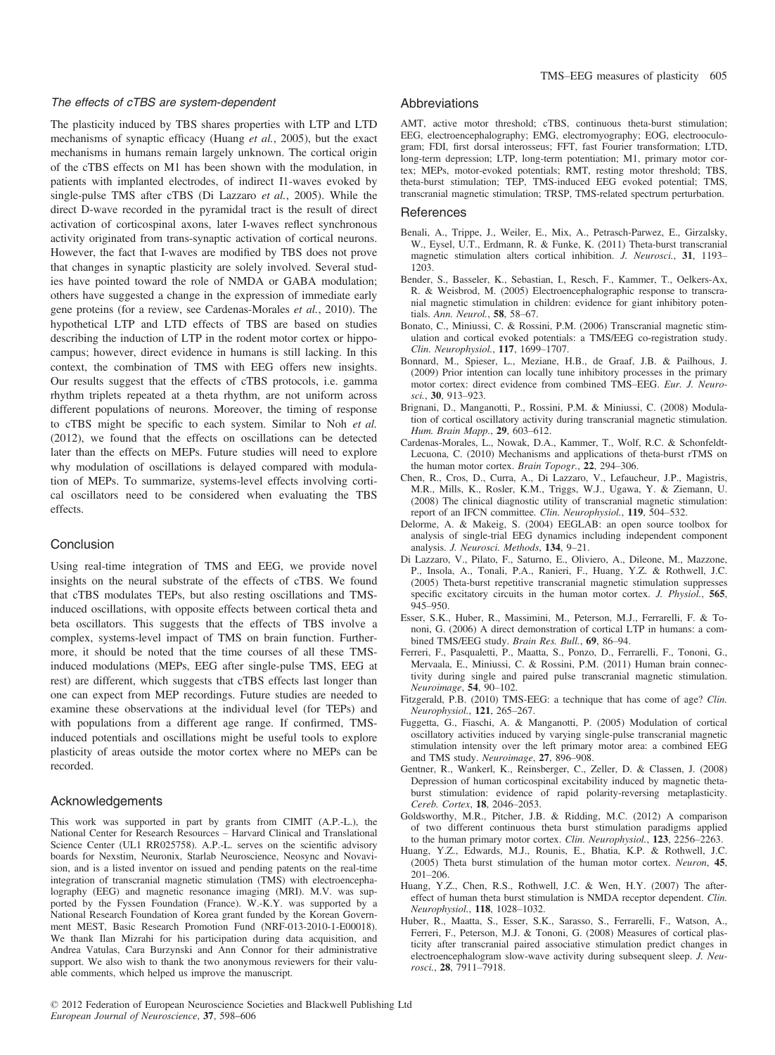### The effects of cTBS are system-dependent

The plasticity induced by TBS shares properties with LTP and LTD mechanisms of synaptic efficacy (Huang *et al.*, 2005), but the exact mechanisms in humans remain largely unknown. The cortical origin of the cTBS effects on M1 has been shown with the modulation, in patients with implanted electrodes, of indirect I1-waves evoked by single-pulse TMS after cTBS (Di Lazzaro *et al.*, 2005). While the direct D-wave recorded in the pyramidal tract is the result of direct activation of corticospinal axons, later I-waves reflect synchronous activity originated from trans-synaptic activation of cortical neurons. However, the fact that I-waves are modified by TBS does not prove that changes in synaptic plasticity are solely involved. Several studies have pointed toward the role of NMDA or GABA modulation; others have suggested a change in the expression of immediate early gene proteins (for a review, see Cardenas-Morales *et al.*, 2010). The hypothetical LTP and LTD effects of TBS are based on studies describing the induction of LTP in the rodent motor cortex or hippocampus; however, direct evidence in humans is still lacking. In this context, the combination of TMS with EEG offers new insights. Our results suggest that the effects of cTBS protocols, i.e. gamma rhythm triplets repeated at a theta rhythm, are not uniform across different populations of neurons. Moreover, the timing of response to cTBS might be specific to each system. Similar to Noh *et al.* (2012), we found that the effects on oscillations can be detected later than the effects on MEPs. Future studies will need to explore why modulation of oscillations is delayed compared with modulation of MEPs. To summarize, systems-level effects involving cortical oscillators need to be considered when evaluating the TBS effects.

## Conclusion

Using real-time integration of TMS and EEG, we provide novel insights on the neural substrate of the effects of cTBS. We found that cTBS modulates TEPs, but also resting oscillations and TMS-induced oscillations, with opposite effects between cortical theta and beta oscillators. This suggests that the effects of TBS involve a complex, systems-level impact of TMS on brain function. Furthermore, it should be noted that the time courses of all these TMS-induced modulations (MEPs, EEG after single-pulse TMS, EEG at rest) are different, which suggests that cTBS effects last longer than one can expect from MEP recordings. Future studies are needed to examine these observations at the individual level (for TEPs) and with populations from a different age range. If confirmed, TMS-induced potentials and oscillations might be useful tools to explore plasticity of areas outside the motor cortex where no MEPs can be recorded.

## Acknowledgements

This work was supported in part by grants from CIMIT (A.P.-L.), the National Center for Research Resources – Harvard Clinical and Translational Science Center (UL1 RR025758). A.P.-L. serves on the scientific advisory boards for Nexstim, Neuronix, Starlab Neuroscience, Neosync and Novavision, and is a listed inventor on issued and pending patents on the real-time integration of transcranial magnetic stimulation (TMS) with electroencephalography (EEG) and magnetic resonance imaging (MRI). M.V. was supported by the Fyssen Foundation (France). W.-K.Y. was supported by a National Research Foundation of Korea grant funded by the Korean Government MEST, Basic Research Promotion Fund (NRF-013-2010-1-E00018). We thank Ilan Mizrahi for his participation during data acquisition, and Andrea Vatulas, Cara Burzynski and Ann Connor for their administrative support. We also wish to thank the two anonymous reviewers for their valuable comments, which helped us improve the manuscript.

## Abbreviations

AMT, active motor threshold; cTBS, continuous theta-burst stimulation; EEG, electroencephalography; EMG, electromyography; EOG, electrooculogram; FDI, first dorsal interosseus; FFT, fast Fourier transformation; LTD, long-term depression; LTP, long-term potentiation; M1, primary motor cortex; MEPs, motor-evoked potentials; RMT, resting motor threshold; TBS, theta-burst stimulation; TEP, TMS-induced EEG evoked potential; TMS, transcranial magnetic stimulation; TRSP, TMS-related spectrum perturbation.

## References

Benali, A., Trippe, J., Weiler, E., Mix, A., Petrasch-Parwez, E., Girzalsky, W., Eysel, U.T., Erdmann, R. & Funke, K. (2011) Theta-burst transcranial magnetic stimulation alters cortical inhibition. *J. Neurosci.*, **31**, 1193–1203.

Bender, S., Basseler, K., Sebastian, I., Resch, F., Kammer, T., Oelkers-Ax, R. & Weisbrod, M. (2005) Electroencephalographic response to transcranial magnetic stimulation in children: evidence for giant inhibitory potentials. *Ann. Neurol.*, **58**, 58–67.

Bonato, C., Miniussi, C. & Rossini, P.M. (2006) Transcranial magnetic stimulation and cortical evoked potentials: a TMS/EEG co-registration study. *Clin. Neurophysiol.*, **117**, 1699–1707.

Bonnard, M., Spieser, L., Meziane, H.B., de Graaf, J.B. & Pailhous, J. (2009) Prior intention can locally tune inhibitory processes in the primary motor cortex: direct evidence from combined TMS–EEG. *Eur. J. Neurosci.*, **30**, 913–923.

Brignani, D., Manganotti, P., Rossini, P.M. & Miniussi, C. (2008) Modulation of cortical oscillatory activity during transcranial magnetic stimulation. *Hum. Brain Mapp.*, **29**, 603–612.

Cardenas-Morales, L., Nowak, D.A., Kammer, T., Wolf, R.C. & Schonfeldt-Lecuona, C. (2010) Mechanisms and applications of theta-burst rTMS on the human motor cortex. *Brain Topogr.*, **22**, 294–306.

Chen, R., Cros, D., Curra, A., Di Lazzaro, V., Lefaucheur, J.P., Magistris, M.R., Mills, K., Rosler, K.M., Triggs, W.J., Ugawa, Y. & Ziemann, U. (2008) The clinical diagnostic utility of transcranial magnetic stimulation: report of an IFCN committee. *Clin. Neurophysiol.*, **119**, 504–532.

Delorme, A. & Makeig, S. (2004) EEGLAB: an open source toolbox for analysis of single-trial EEG dynamics including independent component analysis. *J. Neurosci. Methods*, **134**, 9–21.

Di Lazzaro, V., Pilato, F., Saturno, E., Oliviero, A., Dileone, M., Mazzone, P., Insola, A., Tonali, P.A., Ranieri, F., Huang, Y.Z. & Rothwell, J.C. (2005) Theta-burst repetitive transcranial magnetic stimulation suppresses specific excitatory circuits in the human motor cortex. *J. Physiol.*, **565**, 945–950.

Esser, S.K., Huber, R., Massimini, M., Peterson, M.J., Ferrarelli, F. & Tononi, G. (2006) A direct demonstration of cortical LTP in humans: a combined TMS/EEG study. *Brain Res. Bull.*, **69**, 86–94.

Ferreri, F., Pasqualetti, P., Maatta, S., Ponzo, D., Ferrarelli, F., Tononi, G., Mervaala, E., Miniussi, C. & Rossini, P.M. (2011) Human brain connectivity during single and paired pulse transcranial magnetic stimulation. *Neuroimage*, **54**, 90–102.

Fitzgerald, P.B. (2010) TMS-EEG: a technique that has come of age? *Clin. Neurophysiol.*, **121**, 265–267.

Fuggetta, G., Fiaschi, A. & Manganotti, P. (2005) Modulation of cortical oscillatory activities induced by varying single-pulse transcranial magnetic stimulation intensity over the left primary motor area: a combined EEG and TMS study. *Neuroimage*, **27**, 896–908.

Gentner, R., Wankerl, K., Reinsberger, C., Zeller, D. & Classen, J. (2008) Depression of human corticospinal excitability induced by magnetic theta-burst stimulation: evidence of rapid polarity-reversing metaplasticity. *Cereb. Cortex*, **18**, 2046–2053.

Goldsworthy, M.R., Pitcher, J.B. & Ridding, M.C. (2012) A comparison of two different continuous theta burst stimulation paradigms applied to the human primary motor cortex. *Clin. Neurophysiol.*, **123**, 2256–2263.

Huang, Y.Z., Edwards, M.J., Rounis, E., Bhatia, K.P. & Rothwell, J.C. (2005) Theta burst stimulation of the human motor cortex. *Neuron*, **45**, 201–206.

Huang, Y.Z., Chen, R.S., Rothwell, J.C. & Wen, H.Y. (2007) The after-effect of human theta burst stimulation is NMDA receptor dependent. *Clin. Neurophysiol.*, **118**, 1028–1032.

Huber, R., Maatta, S., Esser, S.K., Sarasso, S., Ferrarelli, F., Watson, A., Ferreri, F., Peterson, M.J. & Tononi, G. (2008) Measures of cortical plasticity after transcranial paired associative stimulation predict changes in electroencephalogram slow-wave activity during subsequent sleep. *J. Neurosci.*, **28**, 7911–7918.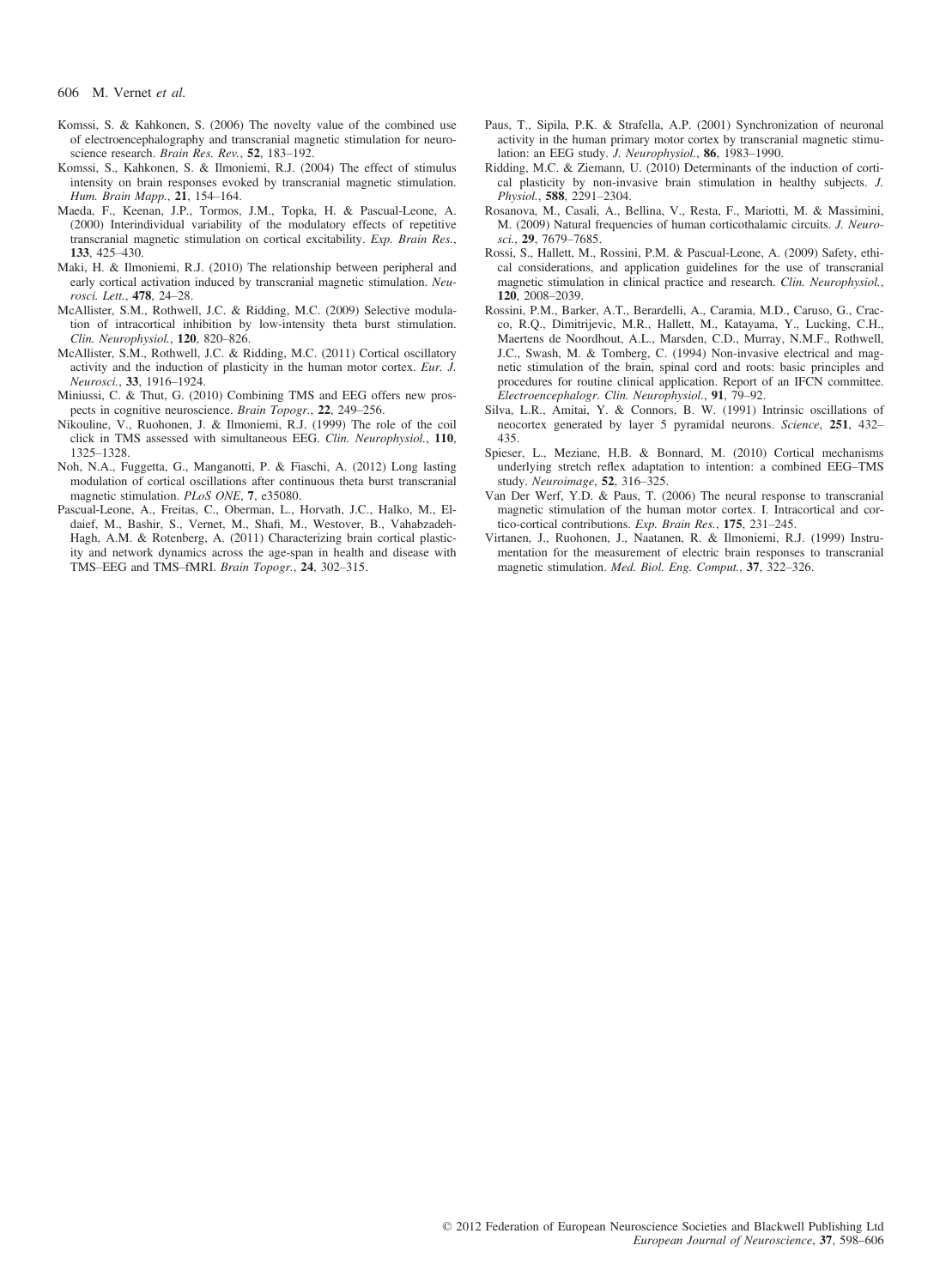Komssi, S. & Kahkonen, S. (2006) The novelty value of the combined use of electroencephalography and transcranial magnetic stimulation for neuroscience research. *Brain Res. Rev.*, **52**, 183–192.

Komssi, S., Kahkonen, S. & Ilmoniemi, R.J. (2004) The effect of stimulus intensity on brain responses evoked by transcranial magnetic stimulation. *Hum. Brain Mapp.*, **21**, 154–164.

Maeda, F., Keenan, J.P., Tormos, J.M., Topka, H. & Pascual-Leone, A. (2000) Interindividual variability of the modulatory effects of repetitive transcranial magnetic stimulation on cortical excitability. *Exp. Brain Res.*, **133**, 425–430.

Maki, H. & Ilmoniemi, R.J. (2010) The relationship between peripheral and early cortical activation induced by transcranial magnetic stimulation. *Neurosci. Lett.*, **478**, 24–28.

McAllister, S.M., Rothwell, J.C. & Ridding, M.C. (2009) Selective modulation of intracortical inhibition by low-intensity theta burst stimulation. *Clin. Neurophysiol.*, **120**, 820–826.

McAllister, S.M., Rothwell, J.C. & Ridding, M.C. (2011) Cortical oscillatory activity and the induction of plasticity in the human motor cortex. *Eur. J. Neurosci.*, **33**, 1916–1924.

Miniussi, C. & Thut, G. (2010) Combining TMS and EEG offers new prospects in cognitive neuroscience. *Brain Topogr.*, **22**, 249–256.

Nikouline, V., Ruohonen, J. & Ilmoniemi, R.J. (1999) The role of the coil click in TMS assessed with simultaneous EEG. *Clin. Neurophysiol.*, **110**, 1325–1328.

Noh, N.A., Fuggetta, G., Manganotti, P. & Fiaschi, A. (2012) Long lasting modulation of cortical oscillations after continuous theta burst transcranial magnetic stimulation. *PLoS ONE*, **7**, e35080.

Pascual-Leone, A., Freitas, C., Oberman, L., Horvath, J.C., Halko, M., Eldaief, M., Bashir, S., Vernet, M., Shafi, M., Westover, B., Vahabzadeh-Hagh, A.M. & Rotenberg, A. (2011) Characterizing brain cortical plasticity and network dynamics across the age-span in health and disease with TMS–EEG and TMS–fMRI. *Brain Topogr.*, **24**, 302–315.

Paus, T., Sipila, P.K. & Strafella, A.P. (2001) Synchronization of neuronal activity in the human primary motor cortex by transcranial magnetic stimulation: an EEG study. *J. Neurophysiol.*, **86**, 1983–1990.

Ridding, M.C. & Ziemann, U. (2010) Determinants of the induction of cortical plasticity by non-invasive brain stimulation in healthy subjects. *J. Physiol.*, **588**, 2291–2304.

Rosanova, M., Casali, A., Bellina, V., Resta, F., Mariotti, M. & Massimini, M. (2009) Natural frequencies of human corticothalamic circuits. *J. Neurosci.*, **29**, 7679–7685.

Rossi, S., Hallett, M., Rossini, P.M. & Pascual-Leone, A. (2009) Safety, ethical considerations, and application guidelines for the use of transcranial magnetic stimulation in clinical practice and research. *Clin. Neurophysiol.*, **120**, 2008–2039.

Rossini, P.M., Barker, A.T., Berardelli, A., Caramia, M.D., Caruso, G., Cracco, R.Q., Dimitrijevic, M.R., Hallett, M., Katayama, Y., Lucking, C.H., Maertens de Noordhout, A.L., Marsden, C.D., Murray, N.M.F., Rothwell, J.C., Swash, M. & Tomberg, C. (1994) Non-invasive electrical and magnetic stimulation of the brain, spinal cord and roots: basic principles and procedures for routine clinical application. Report of an IFCN committee. *Electroencephalogr. Clin. Neurophysiol.*, **91**, 79–92.

Silva, L.R., Amitai, Y. & Connors, B. W. (1991) Intrinsic oscillations of neocortex generated by layer 5 pyramidal neurons. *Science*, **251**, 432–435.

Spieser, L., Meziane, H.B. & Bonnard, M. (2010) Cortical mechanisms underlying stretch reflex adaptation to intention: a combined EEG–TMS study. *Neuroimage*, **52**, 316–325.

Van Der Werf, Y.D. & Paus, T. (2006) The neural response to transcranial magnetic stimulation of the human motor cortex. I. Intracortical and cortico-cortical contributions. *Exp. Brain Res.*, **175**, 231–245.

Virtanen, J., Ruohonen, J., Naatanen, R. & Ilmoniemi, R.J. (1999) Instrumentation for the measurement of electric brain responses to transcranial magnetic stimulation. *Med. Biol. Eng. Comput.*, **37**, 322–326.